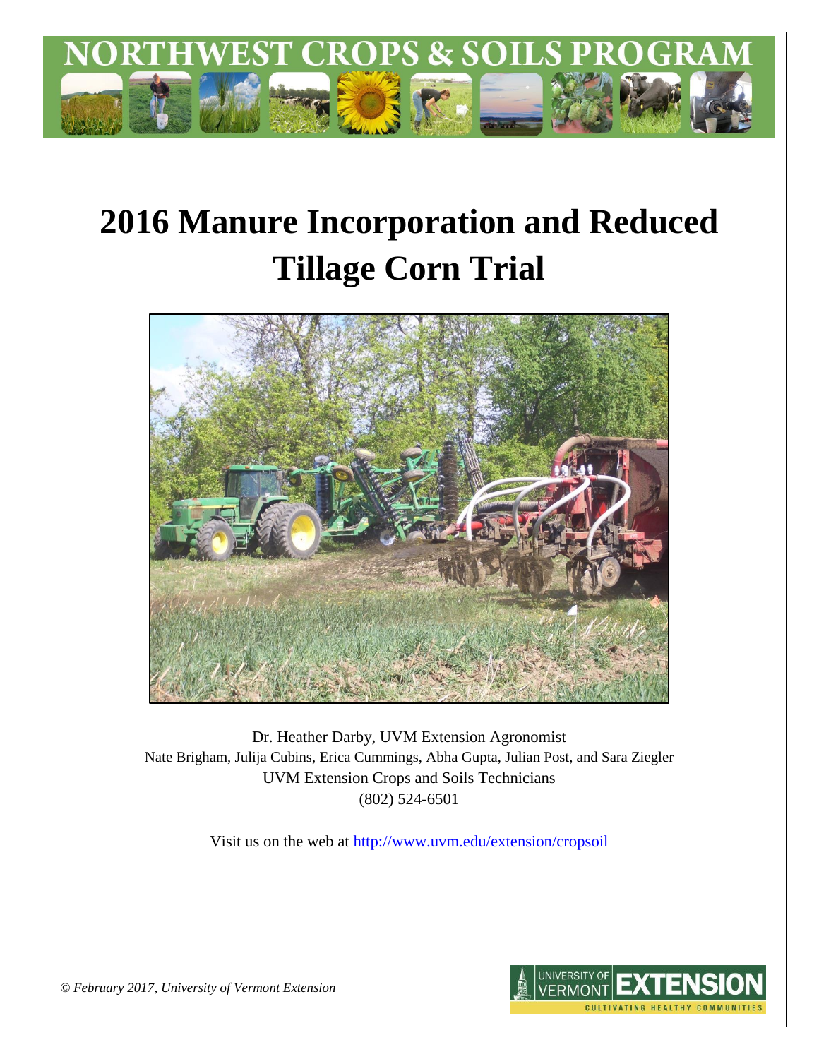# NORTHWEST CROPS & SOILS PROGRAM

# 2016 Manure Incorporation and Reduced Tillage Corn Trial

Dr. Heather Darby, UVM Extension Agronomist

Nate Brigham, Julija Cubins, Erica Cummings, Abha Gupta, Julian Post, and Sara Ziegler

UVM Extension Crops and Soils Technicians

(802) 524-6501

Visit us on the web at http://www.uvm.edu/extension/cropsoil

*© February 2017, University of Vermont Extension*

UNIVERSITY OF VERMONT EXTENSION

CULTIVATING HEALTHY COMMUNITIES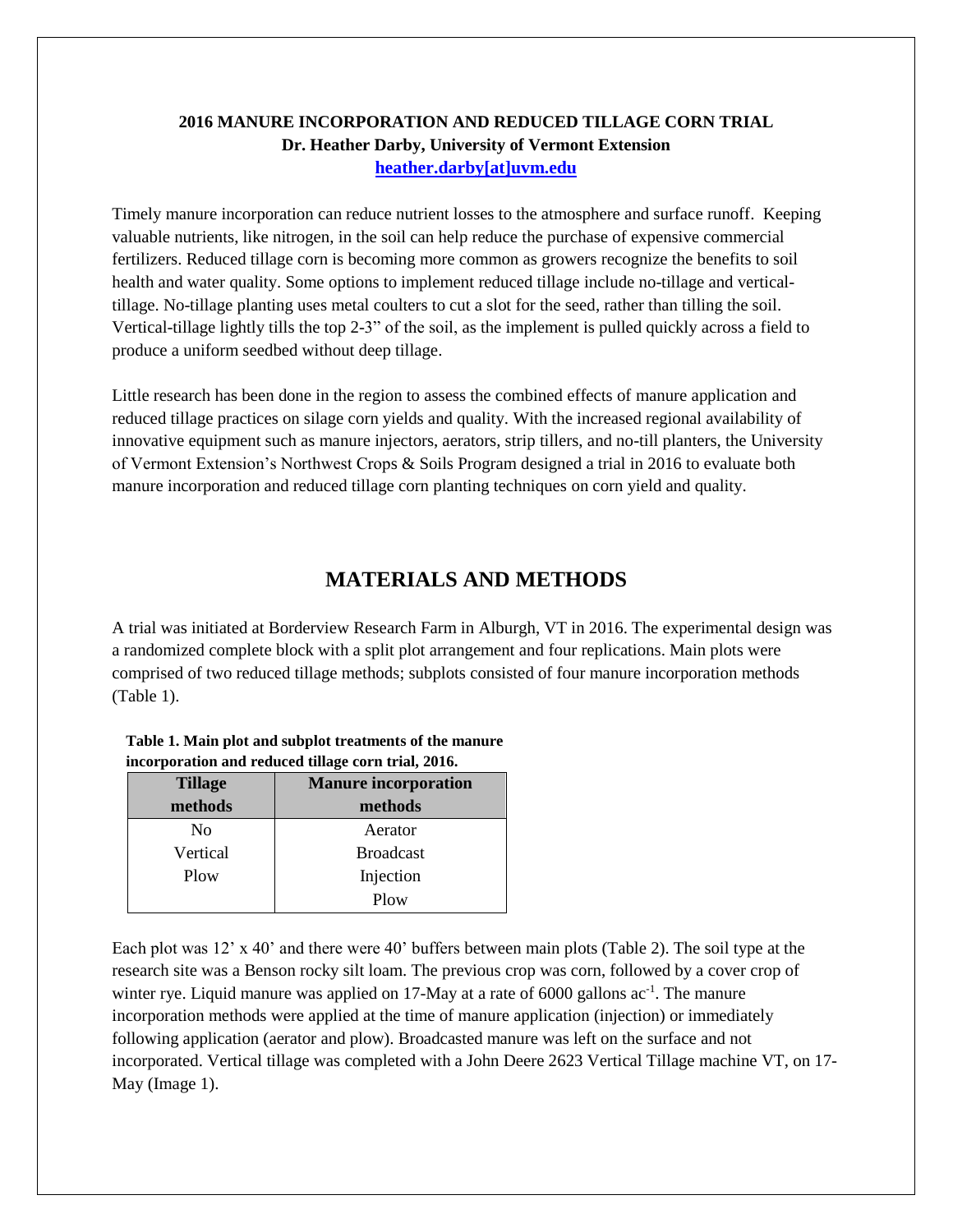**2016 MANURE INCORPORATION AND REDUCED TILLAGE CORN TRIAL**
**Dr. Heather Darby, University of Vermont Extension**
**heather.darby[at]uvm.edu**

Timely manure incorporation can reduce nutrient losses to the atmosphere and surface runoff. Keeping valuable nutrients, like nitrogen, in the soil can help reduce the purchase of expensive commercial fertilizers. Reduced tillage corn is becoming more common as growers recognize the benefits to soil health and water quality. Some options to implement reduced tillage include no-tillage and vertical-tillage. No-tillage planting uses metal coulters to cut a slot for the seed, rather than tilling the soil. Vertical-tillage lightly tills the top 2-3" of the soil, as the implement is pulled quickly across a field to produce a uniform seedbed without deep tillage.

Little research has been done in the region to assess the combined effects of manure application and reduced tillage practices on silage corn yields and quality. With the increased regional availability of innovative equipment such as manure injectors, aerators, strip tillers, and no-till planters, the University of Vermont Extension's Northwest Crops & Soils Program designed a trial in 2016 to evaluate both manure incorporation and reduced tillage corn planting techniques on corn yield and quality.

## MATERIALS AND METHODS

A trial was initiated at Borderview Research Farm in Alburgh, VT in 2016. The experimental design was a randomized complete block with a split plot arrangement and four replications. Main plots were comprised of two reduced tillage methods; subplots consisted of four manure incorporation methods (Table 1).

**Table 1. Main plot and subplot treatments of the manure incorporation and reduced tillage corn trial, 2016.**

| Tillage methods | Manure incorporation methods |
|---|---|
| No | Aerator |
| Vertical | Broadcast |
| Plow | Injection |
| | Plow |

Each plot was 12' x 40' and there were 40' buffers between main plots (Table 2). The soil type at the research site was a Benson rocky silt loam. The previous crop was corn, followed by a cover crop of winter rye. Liquid manure was applied on 17-May at a rate of 6000 gallons $ac^{-1}$. The manure incorporation methods were applied at the time of manure application (injection) or immediately following application (aerator and plow). Broadcasted manure was left on the surface and not incorporated. Vertical tillage was completed with a John Deere 2623 Vertical Tillage machine VT, on 17-May (Image 1).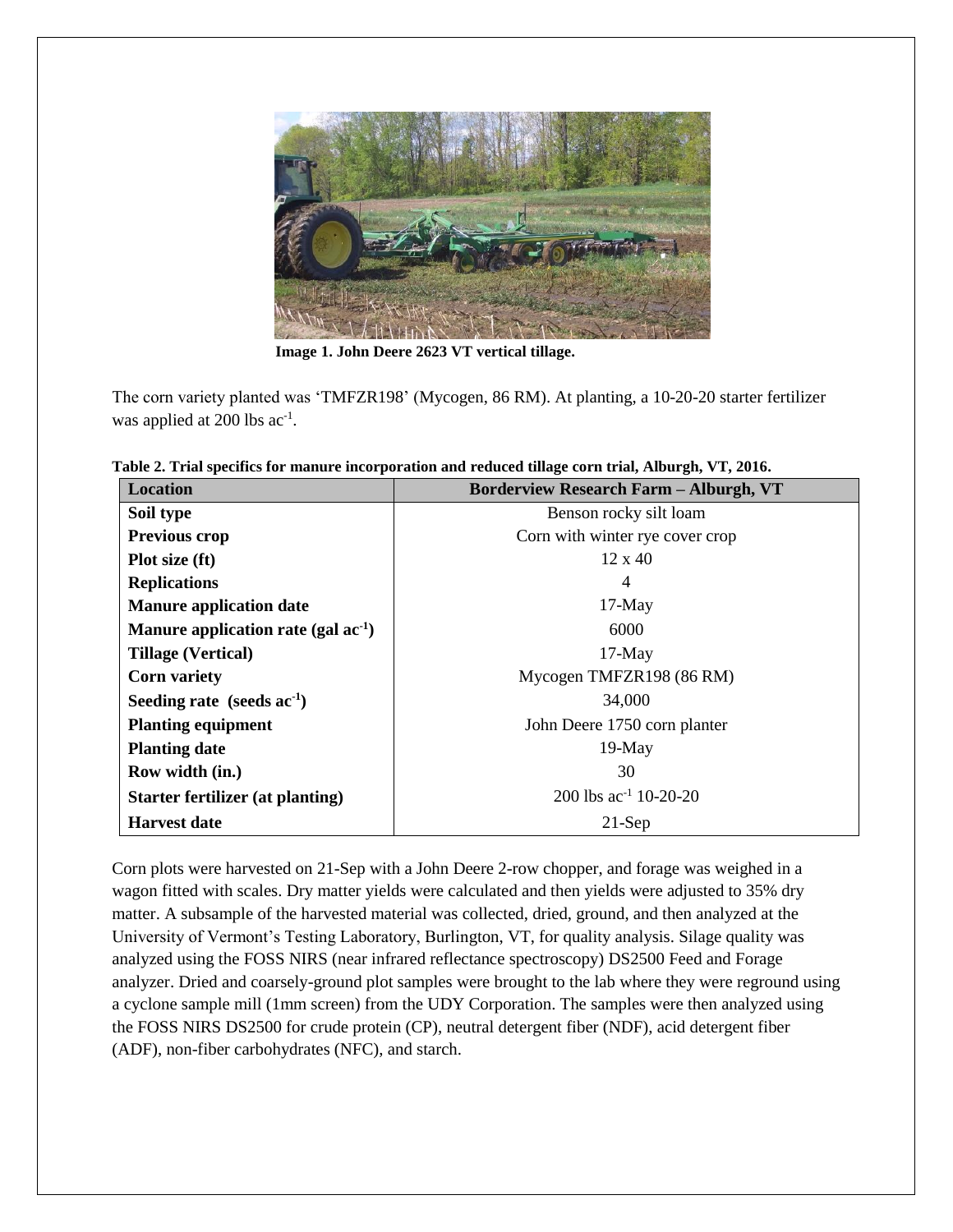**Image 1. John Deere 2623 VT vertical tillage.**

The corn variety planted was 'TMFZR198' (Mycogen, 86 RM). At planting, a 10-20-20 starter fertilizer was applied at 200 lbs ac$^{-1}$.

**Table 2. Trial specifics for manure incorporation and reduced tillage corn trial, Alburgh, VT, 2016.**

| Location | Borderview Research Farm – Alburgh, VT |
|---|---|
| **Soil type** | Benson rocky silt loam |
| **Previous crop** | Corn with winter rye cover crop |
| **Plot size (ft)** | 12 x 40 |
| **Replications** | 4 |
| **Manure application date** | 17-May |
| **Manure application rate (gal ac$^{-1}$)** | 6000 |
| **Tillage (Vertical)** | 17-May |
| **Corn variety** | Mycogen TMFZR198 (86 RM) |
| **Seeding rate (seeds ac$^{-1}$)** | 34,000 |
| **Planting equipment** | John Deere 1750 corn planter |
| **Planting date** | 19-May |
| **Row width (in.)** | 30 |
| **Starter fertilizer (at planting)** | 200 lbs ac$^{-1}$ 10-20-20 |
| **Harvest date** | 21-Sep |

Corn plots were harvested on 21-Sep with a John Deere 2-row chopper, and forage was weighed in a wagon fitted with scales. Dry matter yields were calculated and then yields were adjusted to 35% dry matter. A subsample of the harvested material was collected, dried, ground, and then analyzed at the University of Vermont's Testing Laboratory, Burlington, VT, for quality analysis. Silage quality was analyzed using the FOSS NIRS (near infrared reflectance spectroscopy) DS2500 Feed and Forage analyzer. Dried and coarsely-ground plot samples were brought to the lab where they were reground using a cyclone sample mill (1mm screen) from the UDY Corporation. The samples were then analyzed using the FOSS NIRS DS2500 for crude protein (CP), neutral detergent fiber (NDF), acid detergent fiber (ADF), non-fiber carbohydrates (NFC), and starch.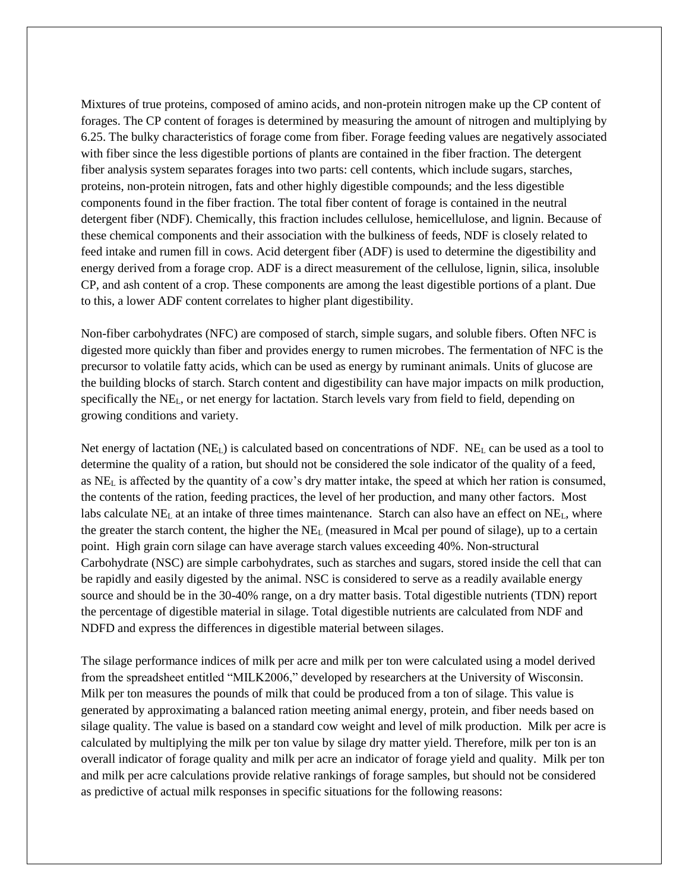Mixtures of true proteins, composed of amino acids, and non-protein nitrogen make up the CP content of forages. The CP content of forages is determined by measuring the amount of nitrogen and multiplying by 6.25. The bulky characteristics of forage come from fiber. Forage feeding values are negatively associated with fiber since the less digestible portions of plants are contained in the fiber fraction. The detergent fiber analysis system separates forages into two parts: cell contents, which include sugars, starches, proteins, non-protein nitrogen, fats and other highly digestible compounds; and the less digestible components found in the fiber fraction. The total fiber content of forage is contained in the neutral detergent fiber (NDF). Chemically, this fraction includes cellulose, hemicellulose, and lignin. Because of these chemical components and their association with the bulkiness of feeds, NDF is closely related to feed intake and rumen fill in cows. Acid detergent fiber (ADF) is used to determine the digestibility and energy derived from a forage crop. ADF is a direct measurement of the cellulose, lignin, silica, insoluble CP, and ash content of a crop. These components are among the least digestible portions of a plant. Due to this, a lower ADF content correlates to higher plant digestibility.

Non-fiber carbohydrates (NFC) are composed of starch, simple sugars, and soluble fibers. Often NFC is digested more quickly than fiber and provides energy to rumen microbes. The fermentation of NFC is the precursor to volatile fatty acids, which can be used as energy by ruminant animals. Units of glucose are the building blocks of starch. Starch content and digestibility can have major impacts on milk production, specifically the $NE_L$, or net energy for lactation. Starch levels vary from field to field, depending on growing conditions and variety.

Net energy of lactation ($NE_L$) is calculated based on concentrations of NDF. $NE_L$ can be used as a tool to determine the quality of a ration, but should not be considered the sole indicator of the quality of a feed, as $NE_L$ is affected by the quantity of a cow's dry matter intake, the speed at which her ration is consumed, the contents of the ration, feeding practices, the level of her production, and many other factors. Most labs calculate $NE_L$ at an intake of three times maintenance. Starch can also have an effect on $NE_L$, where the greater the starch content, the higher the $NE_L$ (measured in Mcal per pound of silage), up to a certain point. High grain corn silage can have average starch values exceeding 40%. Non-structural Carbohydrate (NSC) are simple carbohydrates, such as starches and sugars, stored inside the cell that can be rapidly and easily digested by the animal. NSC is considered to serve as a readily available energy source and should be in the 30-40% range, on a dry matter basis. Total digestible nutrients (TDN) report the percentage of digestible material in silage. Total digestible nutrients are calculated from NDF and NDFD and express the differences in digestible material between silages.

The silage performance indices of milk per acre and milk per ton were calculated using a model derived from the spreadsheet entitled "MILK2006," developed by researchers at the University of Wisconsin. Milk per ton measures the pounds of milk that could be produced from a ton of silage. This value is generated by approximating a balanced ration meeting animal energy, protein, and fiber needs based on silage quality. The value is based on a standard cow weight and level of milk production. Milk per acre is calculated by multiplying the milk per ton value by silage dry matter yield. Therefore, milk per ton is an overall indicator of forage quality and milk per acre an indicator of forage yield and quality. Milk per ton and milk per acre calculations provide relative rankings of forage samples, but should not be considered as predictive of actual milk responses in specific situations for the following reasons: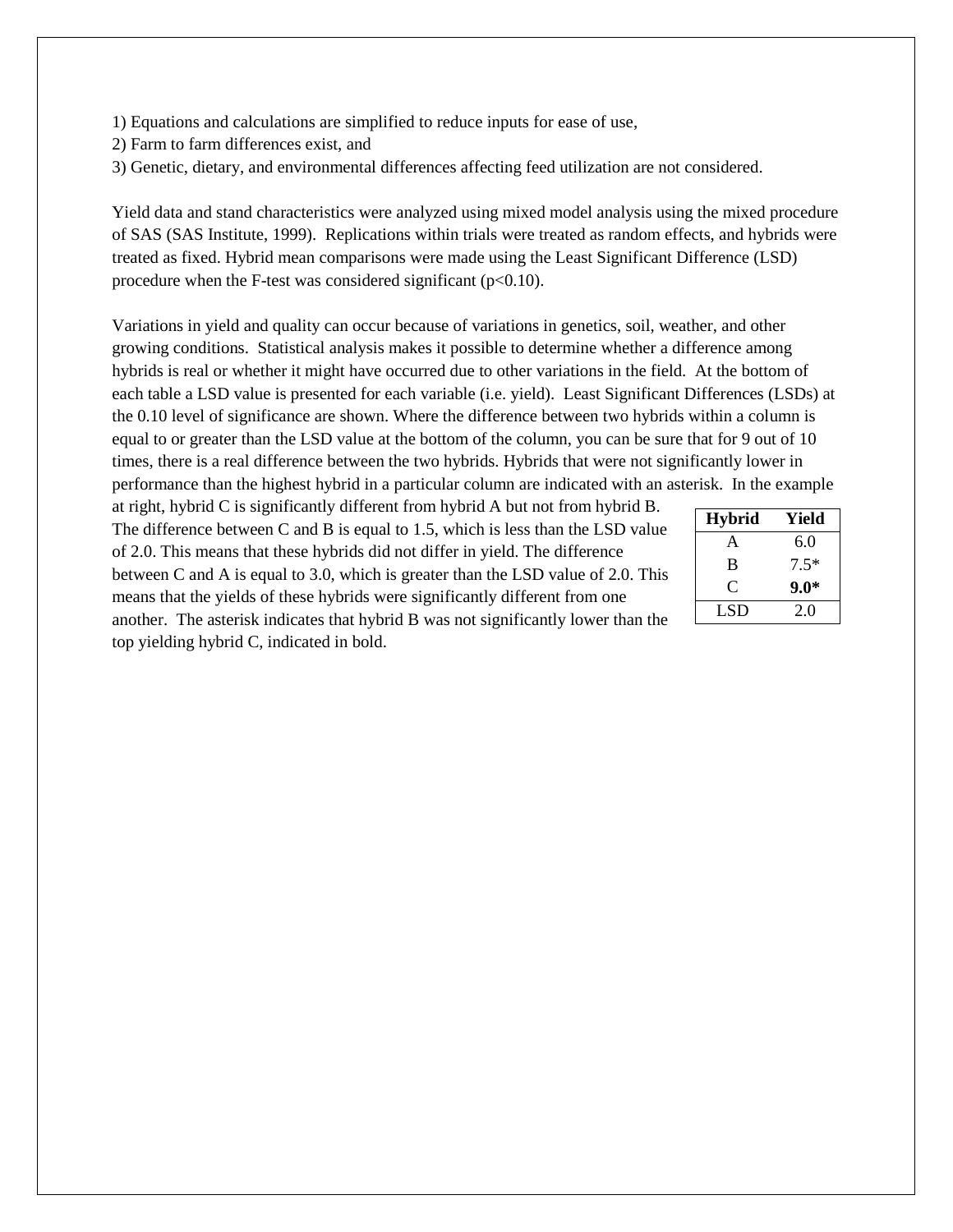1) Equations and calculations are simplified to reduce inputs for ease of use,
2) Farm to farm differences exist, and
3) Genetic, dietary, and environmental differences affecting feed utilization are not considered.

Yield data and stand characteristics were analyzed using mixed model analysis using the mixed procedure of SAS (SAS Institute, 1999). Replications within trials were treated as random effects, and hybrids were treated as fixed. Hybrid mean comparisons were made using the Least Significant Difference (LSD) procedure when the F-test was considered significant ($p<0.10$).

Variations in yield and quality can occur because of variations in genetics, soil, weather, and other growing conditions. Statistical analysis makes it possible to determine whether a difference among hybrids is real or whether it might have occurred due to other variations in the field. At the bottom of each table a LSD value is presented for each variable (i.e. yield). Least Significant Differences (LSDs) at the 0.10 level of significance are shown. Where the difference between two hybrids within a column is equal to or greater than the LSD value at the bottom of the column, you can be sure that for 9 out of 10 times, there is a real difference between the two hybrids. Hybrids that were not significantly lower in performance than the highest hybrid in a particular column are indicated with an asterisk. In the example at right, hybrid C is significantly different from hybrid A but not from hybrid B. The difference between C and B is equal to 1.5, which is less than the LSD value of 2.0. This means that these hybrids did not differ in yield. The difference between C and A is equal to 3.0, which is greater than the LSD value of 2.0. This means that the yields of these hybrids were significantly different from one another. The asterisk indicates that hybrid B was not significantly lower than the top yielding hybrid C, indicated in bold.

| Hybrid | Yield |
|---|---|
| A | 6.0 |
| B | 7.5* |
| C | **9.0*** |
| LSD | 2.0 |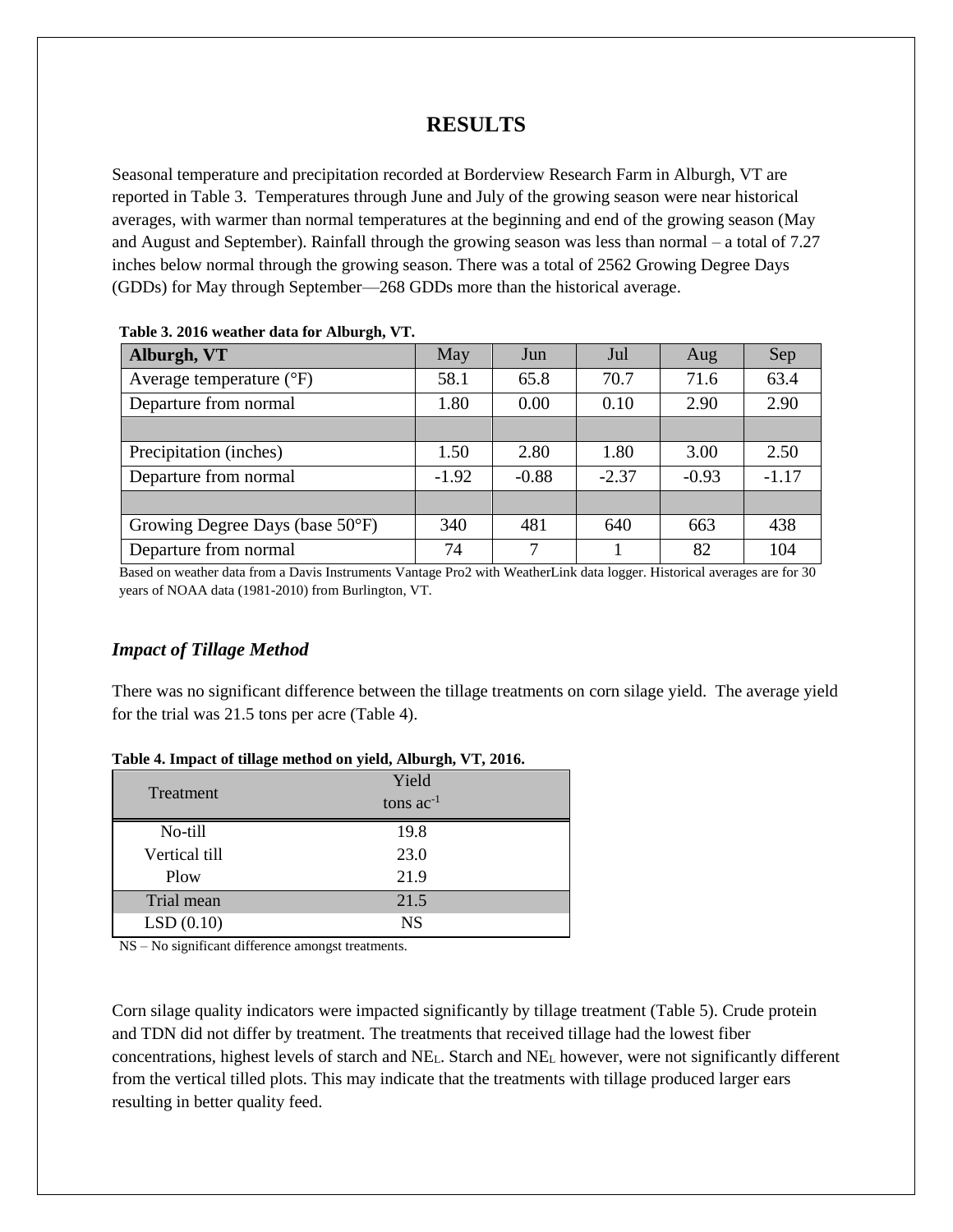# RESULTS

Seasonal temperature and precipitation recorded at Borderview Research Farm in Alburgh, VT are reported in Table 3. Temperatures through June and July of the growing season were near historical averages, with warmer than normal temperatures at the beginning and end of the growing season (May and August and September). Rainfall through the growing season was less than normal – a total of 7.27 inches below normal through the growing season. There was a total of 2562 Growing Degree Days (GDDs) for May through September—268 GDDs more than the historical average.

**Table 3. 2016 weather data for Alburgh, VT.**

| Alburgh, VT | May | Jun | Jul | Aug | Sep |
|---|---|---|---|---|---|
| Average temperature (°F) | 58.1 | 65.8 | 70.7 | 71.6 | 63.4 |
| Departure from normal | 1.80 | 0.00 | 0.10 | 2.90 | 2.90 |
| | | | | | |
| Precipitation (inches) | 1.50 | 2.80 | 1.80 | 3.00 | 2.50 |
| Departure from normal | -1.92 | -0.88 | -2.37 | -0.93 | -1.17 |
| | | | | | |
| Growing Degree Days (base 50°F) | 340 | 481 | 640 | 663 | 438 |
| Departure from normal | 74 | 7 | 1 | 82 | 104 |

Based on weather data from a Davis Instruments Vantage Pro2 with WeatherLink data logger. Historical averages are for 30 years of NOAA data (1981-2010) from Burlington, VT.

### *Impact of Tillage Method*

There was no significant difference between the tillage treatments on corn silage yield. The average yield for the trial was 21.5 tons per acre (Table 4).

**Table 4. Impact of tillage method on yield, Alburgh, VT, 2016.**

| Treatment | Yield tons $ac^{-1}$ |
|---|---|
| No-till | 19.8 |
| Vertical till | 23.0 |
| Plow | 21.9 |
| Trial mean | 21.5 |
| LSD (0.10) | NS |

NS – No significant difference amongst treatments.

Corn silage quality indicators were impacted significantly by tillage treatment (Table 5). Crude protein and TDN did not differ by treatment. The treatments that received tillage had the lowest fiber concentrations, highest levels of starch and $NE_L$. Starch and $NE_L$ however, were not significantly different from the vertical tilled plots. This may indicate that the treatments with tillage produced larger ears resulting in better quality feed.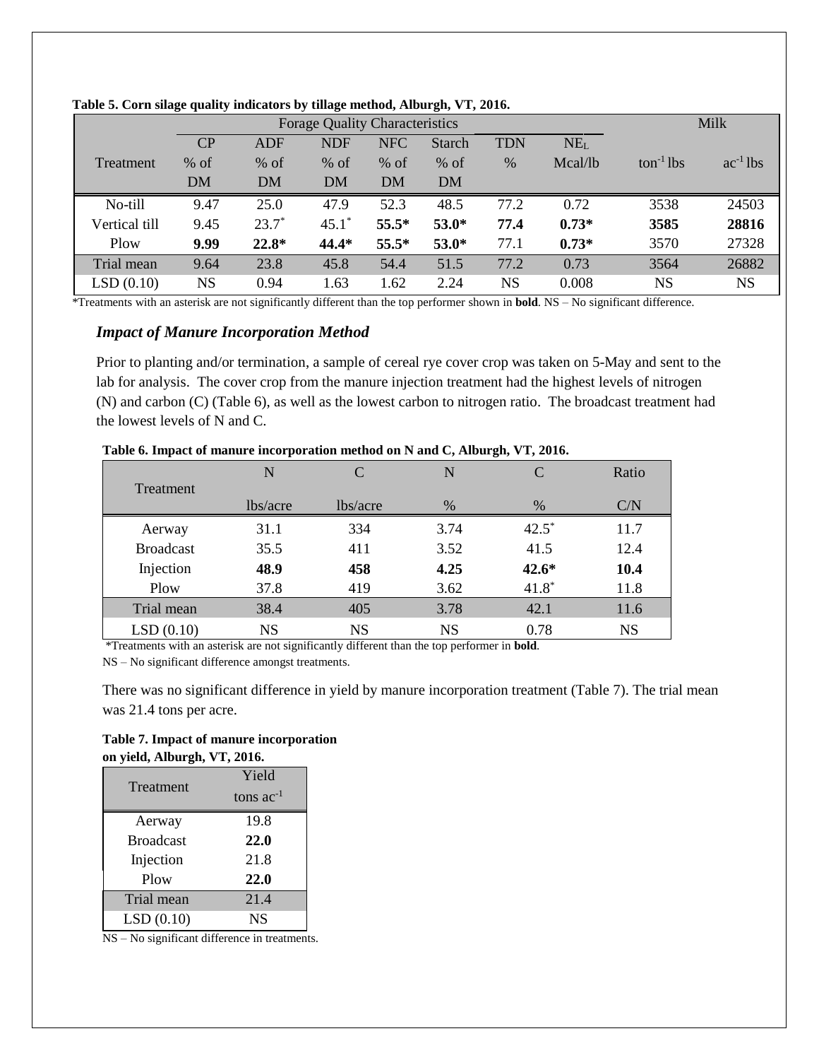**Table 5. Corn silage quality indicators by tillage method, Alburgh, VT, 2016.**

| Treatment | Forage Quality Characteristics | | | | | | | Milk | |
|---|---|---|---|---|---|---|---|---|---|
| | CP % of DM | ADF % of DM | NDF % of DM | NFC % of DM | Starch % of DM | TDN % | $NE_L$ Mcal/lb | $ton^{-1}$ lbs | $ac^{-1}$ lbs |
| No-till | 9.47 | 25.0 | 47.9 | 52.3 | 48.5 | 77.2 | 0.72 | 3538 | 24503 |
| Vertical till | 9.45 | 23.7* | 45.1* | **55.5*** | **53.0*** | **77.4** | **0.73*** | **3585** | **28816** |
| Plow | **9.99** | **22.8*** | **44.4*** | **55.5*** | **53.0*** | 77.1 | **0.73*** | 3570 | 27328 |
| Trial mean | 9.64 | 23.8 | 45.8 | 54.4 | 51.5 | 77.2 | 0.73 | 3564 | 26882 |
| LSD (0.10) | NS | 0.94 | 1.63 | 1.62 | 2.24 | NS | 0.008 | NS | NS |

*Treatments with an asterisk are not significantly different than the top performer shown in **bold**. NS – No significant difference.

### *Impact of Manure Incorporation Method*

Prior to planting and/or termination, a sample of cereal rye cover crop was taken on 5-May and sent to the lab for analysis. The cover crop from the manure injection treatment had the highest levels of nitrogen (N) and carbon (C) (Table 6), as well as the lowest carbon to nitrogen ratio. The broadcast treatment had the lowest levels of N and C.

**Table 6. Impact of manure incorporation method on N and C, Alburgh, VT, 2016.**

| Treatment | N lbs/acre | C lbs/acre | N % | C % | Ratio C/N |
|---|---|---|---|---|---|
| Aerway | 31.1 | 334 | 3.74 | 42.5* | 11.7 |
| Broadcast | 35.5 | 411 | 3.52 | 41.5 | 12.4 |
| Injection | **48.9** | **458** | **4.25** | **42.6*** | **10.4** |
| Plow | 37.8 | 419 | 3.62 | 41.8* | 11.8 |
| Trial mean | 38.4 | 405 | 3.78 | 42.1 | 11.6 |
| LSD (0.10) | NS | NS | NS | 0.78 | NS |

*Treatments with an asterisk are not significantly different than the top performer in **bold**.

NS – No significant difference amongst treatments.

There was no significant difference in yield by manure incorporation treatment (Table 7). The trial mean was 21.4 tons per acre.

**Table 7. Impact of manure incorporation on yield, Alburgh, VT, 2016.**

| Treatment | Yield tons $ac^{-1}$ |
|---|---|
| Aerway | 19.8 |
| Broadcast | **22.0** |
| Injection | 21.8 |
| Plow | **22.0** |
| Trial mean | 21.4 |
| LSD (0.10) | NS |

NS – No significant difference in treatments.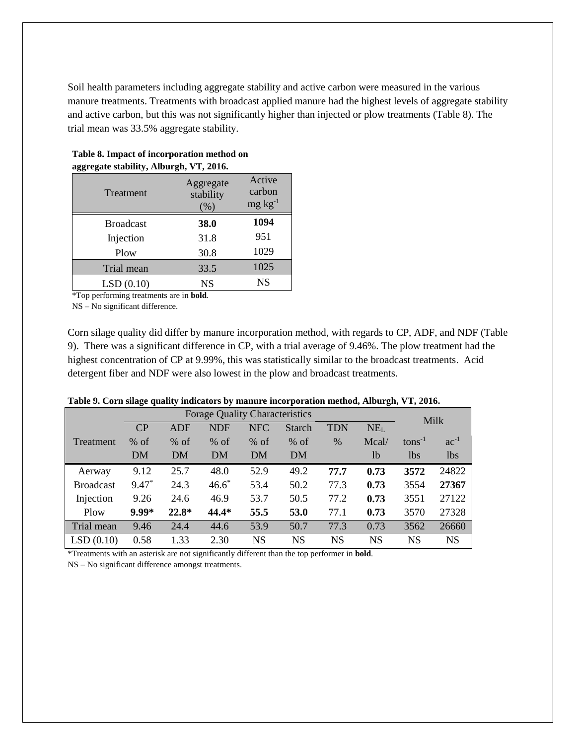Soil health parameters including aggregate stability and active carbon were measured in the various manure treatments. Treatments with broadcast applied manure had the highest levels of aggregate stability and active carbon, but this was not significantly higher than injected or plow treatments (Table 8). The trial mean was 33.5% aggregate stability.

**Table 8. Impact of incorporation method on aggregate stability, Alburgh, VT, 2016.**

| Treatment | Aggregate stability (%) | Active carbon mg $kg^{-1}$ |
|---|---|---|
| Broadcast | **38.0** | **1094** |
| Injection | 31.8 | 951 |
| Plow | 30.8 | 1029 |
| Trial mean | 33.5 | 1025 |
| LSD (0.10) | NS | NS |

*Top performing treatments are in **bold**.

NS – No significant difference.

Corn silage quality did differ by manure incorporation method, with regards to CP, ADF, and NDF (Table 9). There was a significant difference in CP, with a trial average of 9.46%. The plow treatment had the highest concentration of CP at 9.99%, this was statistically similar to the broadcast treatments. Acid detergent fiber and NDF were also lowest in the plow and broadcast treatments.

**Table 9. Corn silage quality indicators by manure incorporation method, Alburgh, VT, 2016.**

| | Forage Quality Characteristics | | | | | | | Milk | |
|---|---|---|---|---|---|---|---|---|---|
| Treatment | CP % of DM | ADF % of DM | NDF % of DM | NFC % of DM | Starch % of DM | TDN % | $NE_L$ Mcal/ lb | $tons^{-1}$ lbs | $ac^{-1}$ lbs |
| Aerway | 9.12 | 25.7 | 48.0 | 52.9 | 49.2 | **77.7** | **0.73** | **3572** | 24822 |
| Broadcast | 9.47* | 24.3 | 46.6* | 53.4 | 50.2 | 77.3 | **0.73** | 3554 | **27367** |
| Injection | 9.26 | 24.6 | 46.9 | 53.7 | 50.5 | 77.2 | **0.73** | 3551 | 27122 |
| Plow | **9.99*** | **22.8*** | **44.4*** | **55.5** | **53.0** | 77.1 | **0.73** | 3570 | 27328 |
| Trial mean | 9.46 | 24.4 | 44.6 | 53.9 | 50.7 | 77.3 | 0.73 | 3562 | 26660 |
| LSD (0.10) | 0.58 | 1.33 | 2.30 | NS | NS | NS | NS | NS | NS |

*Treatments with an asterisk are not significantly different than the top performer in **bold**.

NS – No significant difference amongst treatments.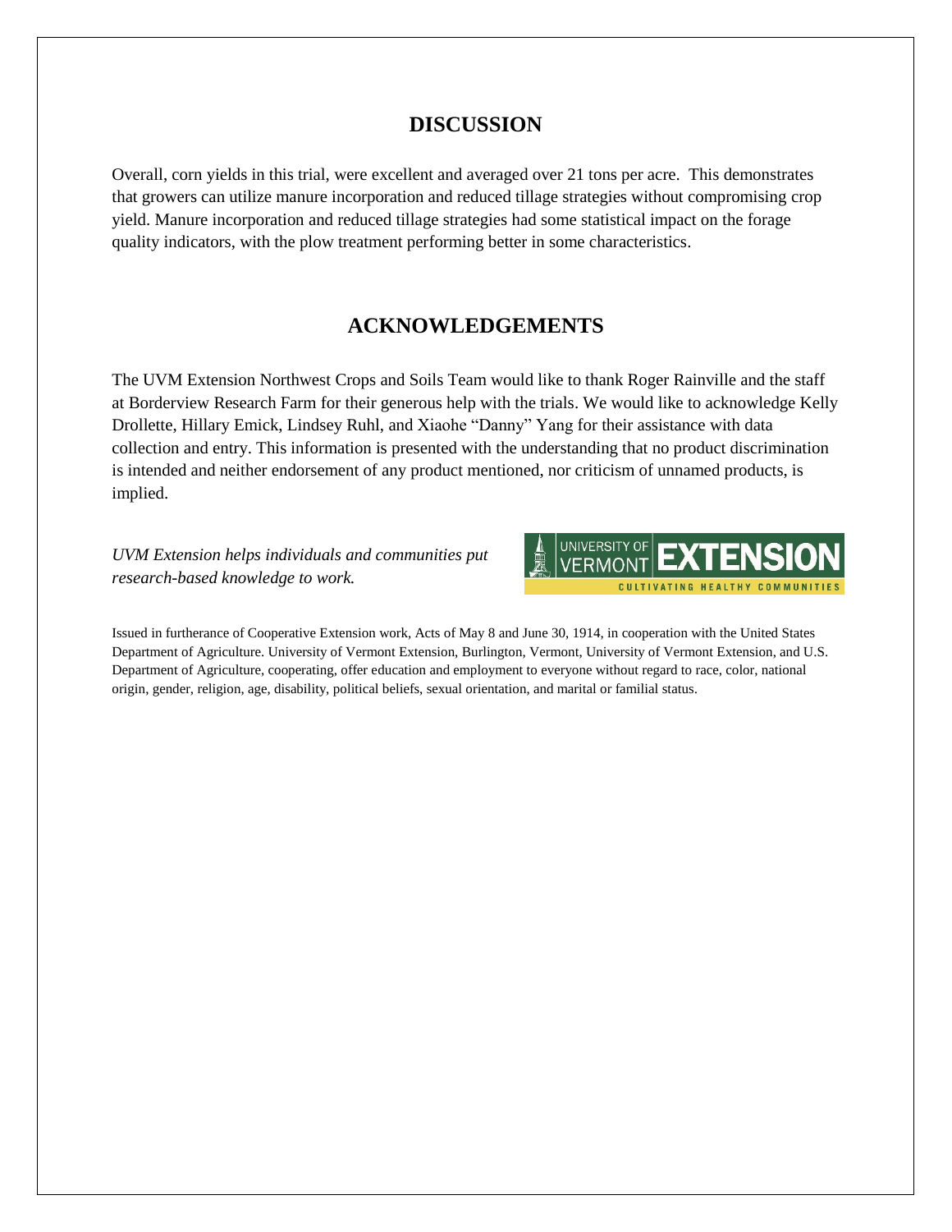## DISCUSSION

Overall, corn yields in this trial, were excellent and averaged over 21 tons per acre. This demonstrates that growers can utilize manure incorporation and reduced tillage strategies without compromising crop yield. Manure incorporation and reduced tillage strategies had some statistical impact on the forage quality indicators, with the plow treatment performing better in some characteristics.

## ACKNOWLEDGEMENTS

The UVM Extension Northwest Crops and Soils Team would like to thank Roger Rainville and the staff at Borderview Research Farm for their generous help with the trials. We would like to acknowledge Kelly Drollette, Hillary Emick, Lindsey Ruhl, and Xiaohe "Danny" Yang for their assistance with data collection and entry. This information is presented with the understanding that no product discrimination is intended and neither endorsement of any product mentioned, nor criticism of unnamed products, is implied.

*UVM Extension helps individuals and communities put research-based knowledge to work.*

UNIVERSITY OF VERMONT EXTENSION
CULTIVATING HEALTHY COMMUNITIES

Issued in furtherance of Cooperative Extension work, Acts of May 8 and June 30, 1914, in cooperation with the United States Department of Agriculture. University of Vermont Extension, Burlington, Vermont, University of Vermont Extension, and U.S. Department of Agriculture, cooperating, offer education and employment to everyone without regard to race, color, national origin, gender, religion, age, disability, political beliefs, sexual orientation, and marital or familial status.